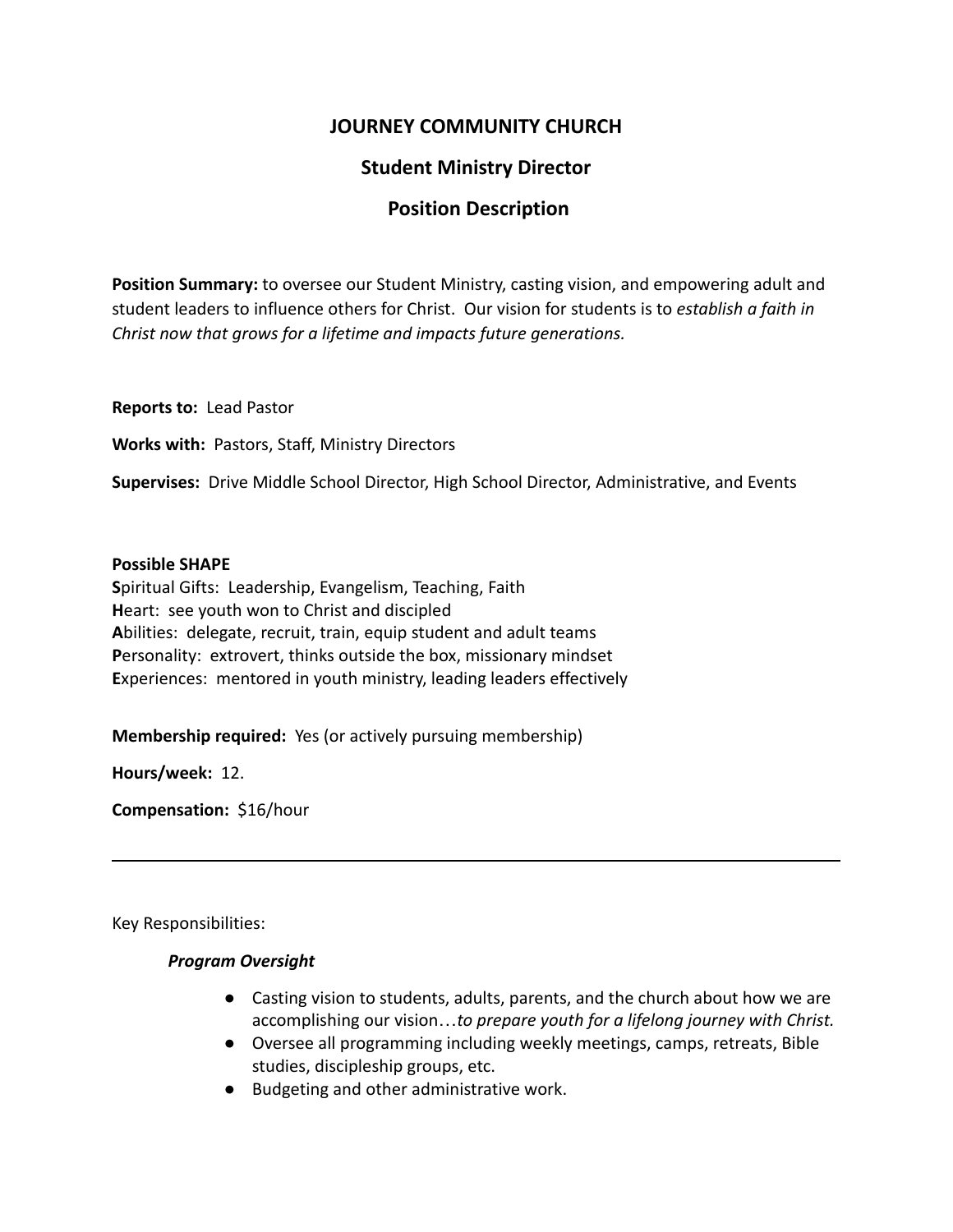# JOURNEY COMMUNITY CHURCH

## Student Ministry Director

## Position Description

**Position Summary:** to oversee our Student Ministry, casting vision, and empowering adult and student leaders to influence others for Christ. Our vision for students is to *establish a faith in Christ now that grows for a lifetime and impacts future generations.*

**Reports to:** Lead Pastor

**Works with:** Pastors, Staff, Ministry Directors

**Supervises:** Drive Middle School Director, High School Director, Administrative, and Events

**Possible SHAPE**
**S**piritual Gifts: Leadership, Evangelism, Teaching, Faith
**H**eart: see youth won to Christ and discipled
**A**bilities: delegate, recruit, train, equip student and adult teams
**P**ersonality: extrovert, thinks outside the box, missionary mindset
**E**xperiences: mentored in youth ministry, leading leaders effectively

**Membership required:** Yes (or actively pursuing membership)

**Hours/week:** 12.

**Compensation:** $16/hour

---

Key Responsibilities:

***Program Oversight***

- Casting vision to students, adults, parents, and the church about how we are accomplishing our vision…*to prepare youth for a lifelong journey with Christ.*
- Oversee all programming including weekly meetings, camps, retreats, Bible studies, discipleship groups, etc.
- Budgeting and other administrative work.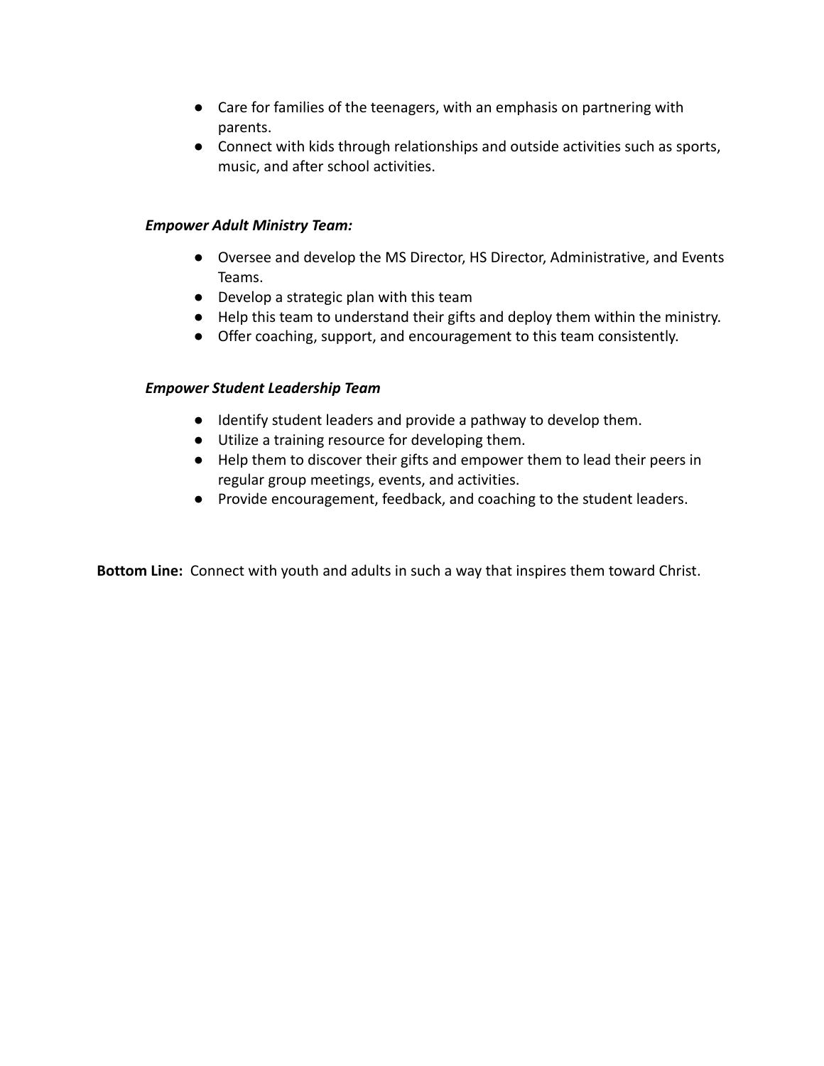- Care for families of the teenagers, with an emphasis on partnering with parents.
- Connect with kids through relationships and outside activities such as sports, music, and after school activities.

***Empower Adult Ministry Team:***

- Oversee and develop the MS Director, HS Director, Administrative, and Events Teams.
- Develop a strategic plan with this team
- Help this team to understand their gifts and deploy them within the ministry.
- Offer coaching, support, and encouragement to this team consistently.

***Empower Student Leadership Team***

- Identify student leaders and provide a pathway to develop them.
- Utilize a training resource for developing them.
- Help them to discover their gifts and empower them to lead their peers in regular group meetings, events, and activities.
- Provide encouragement, feedback, and coaching to the student leaders.

**Bottom Line:** Connect with youth and adults in such a way that inspires them toward Christ.